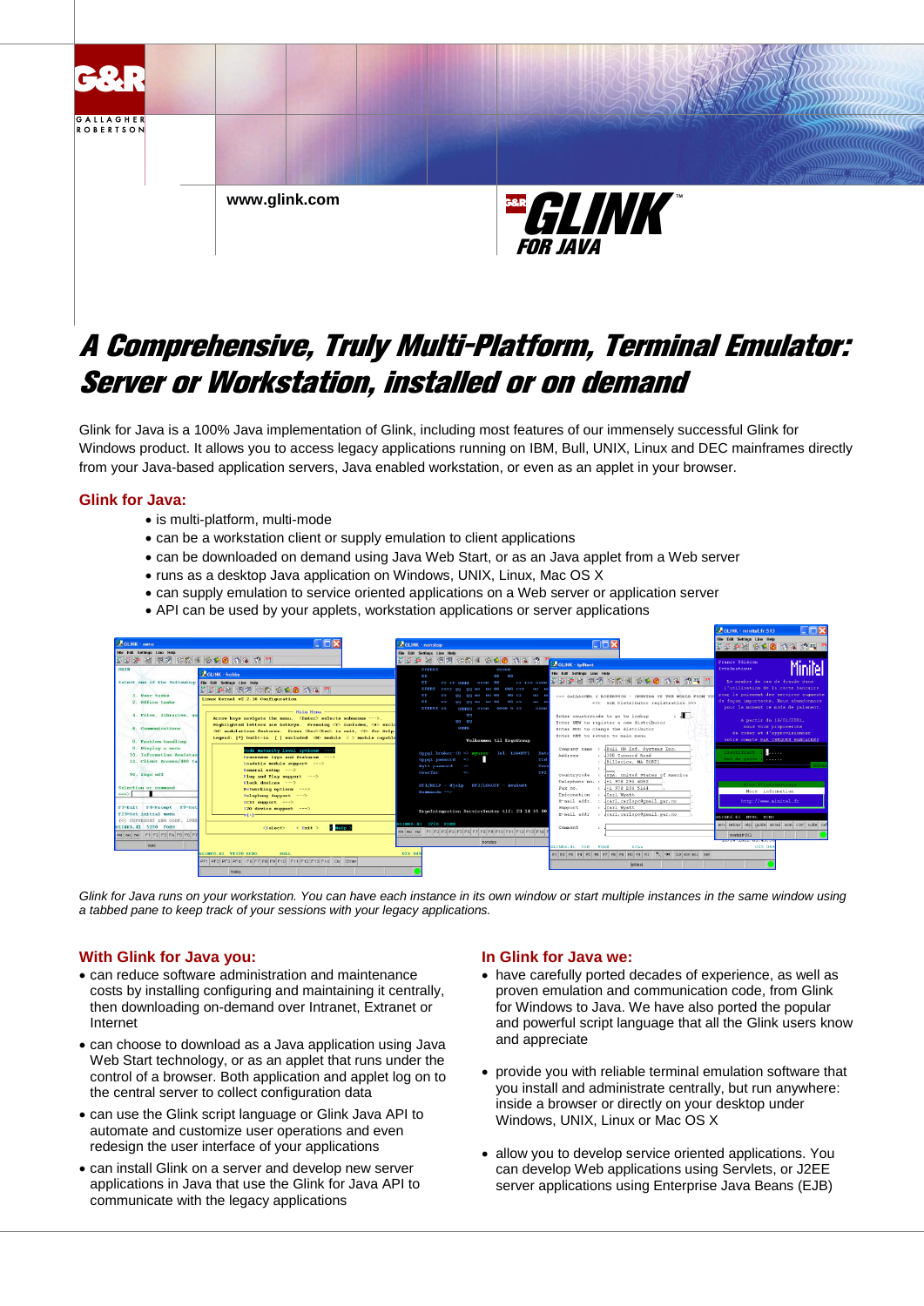G&R GALLAGHER ROBERTSON

www.glink.com

G&R GLINK™ FOR JAVA

# A Comprehensive, Truly Multi-Platform, Terminal Emulator: Server or Workstation, installed or on demand

Glink for Java is a 100% Java implementation of Glink, including most features of our immensely successful Glink for Windows product. It allows you to access legacy applications running on IBM, Bull, UNIX, Linux and DEC mainframes directly from your Java-based application servers, Java enabled workstation, or even as an applet in your browser.

## Glink for Java:

- is multi-platform, multi-mode
- can be a workstation client or supply emulation to client applications
- can be downloaded on demand using Java Web Start, or as an Java applet from a Web server
- runs as a desktop Java application on Windows, UNIX, Linux, Mac OS X
- can supply emulation to service oriented applications on a Web server or application server
- API can be used by your applets, workstation applications or server applications

*Glink for Java runs on your workstation. You can have each instance in its own window or start multiple instances in the same window using a tabbed pane to keep track of your sessions with your legacy applications.*

## With Glink for Java you:

- can reduce software administration and maintenance costs by installing configuring and maintaining it centrally, then downloading on-demand over Intranet, Extranet or Internet
- can choose to download as a Java application using Java Web Start technology, or as an applet that runs under the control of a browser. Both application and applet log on to the central server to collect configuration data
- can use the Glink script language or Glink Java API to automate and customize user operations and even redesign the user interface of your applications
- can install Glink on a server and develop new server applications in Java that use the Glink for Java API to communicate with the legacy applications

## In Glink for Java we:

- have carefully ported decades of experience, as well as proven emulation and communication code, from Glink for Windows to Java. We have also ported the popular and powerful script language that all the Glink users know and appreciate
- provide you with reliable terminal emulation software that you install and administrate centrally, but run anywhere: inside a browser or directly on your desktop under Windows, UNIX, Linux or Mac OS X
- allow you to develop service oriented applications. You can develop Web applications using Servlets, or J2EE server applications using Enterprise Java Beans (EJB)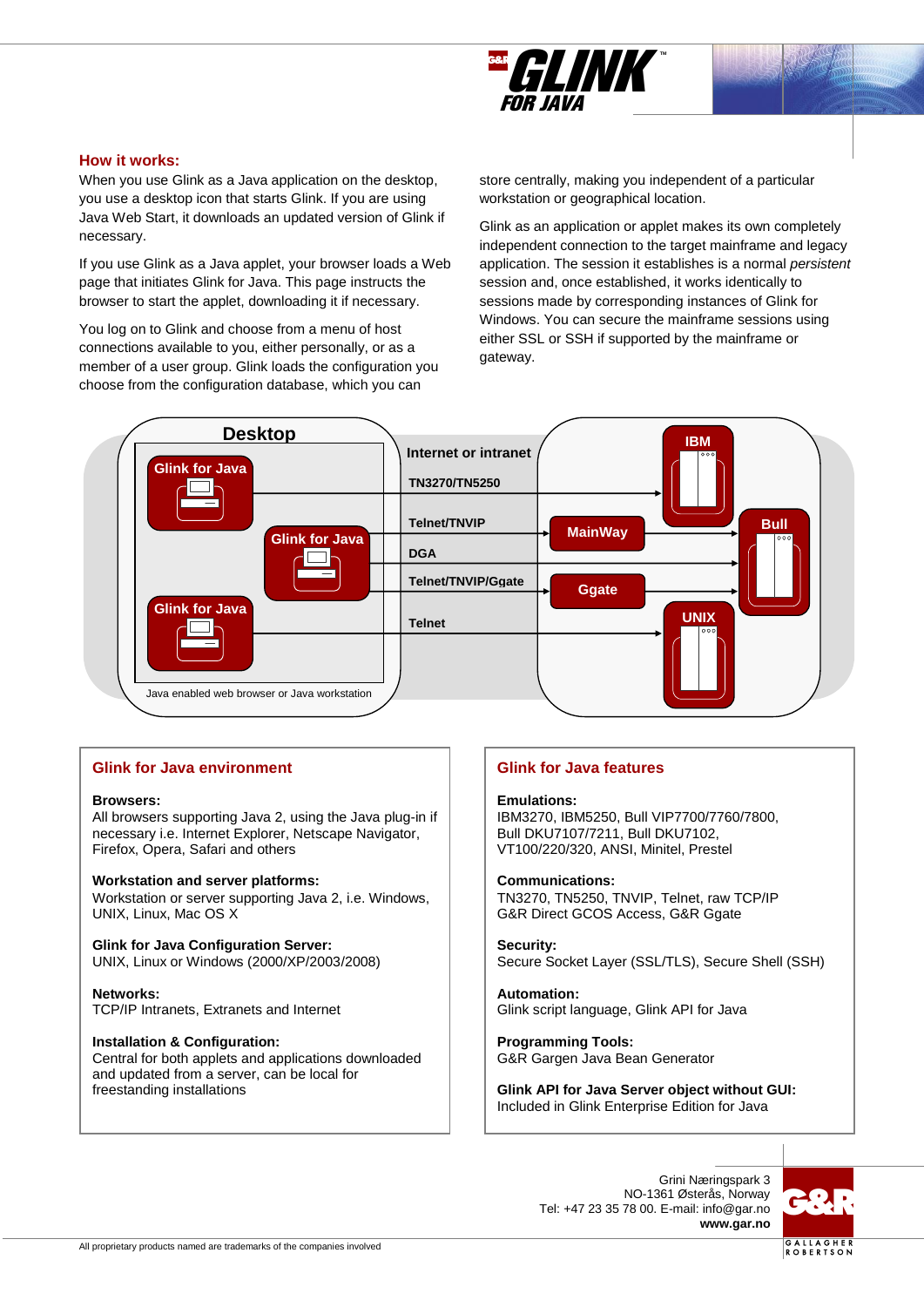## How it works:

When you use Glink as a Java application on the desktop, you use a desktop icon that starts Glink. If you are using Java Web Start, it downloads an updated version of Glink if necessary.

If you use Glink as a Java applet, your browser loads a Web page that initiates Glink for Java. This page instructs the browser to start the applet, downloading it if necessary.

You log on to Glink and choose from a menu of host connections available to you, either personally, or as a member of a user group. Glink loads the configuration you choose from the configuration database, which you can store centrally, making you independent of a particular workstation or geographical location.

Glink as an application or applet makes its own completely independent connection to the target mainframe and legacy application. The session it establishes is a normal *persistent* session and, once established, it works identically to sessions made by corresponding instances of Glink for Windows. You can secure the mainframe sessions using either SSL or SSH if supported by the mainframe or gateway.

Desktop

Glink for Java

Glink for Java

Glink for Java

Java enabled web browser or Java workstation

Internet or intranet

TN3270/TN5250

Telnet/TNVIP

DGA

Telnet/TNVIP/Ggate

Telnet

MainWay

Ggate

IBM

Bull

UNIX

## Glink for Java environment

**Browsers:**
All browsers supporting Java 2, using the Java plug-in if necessary i.e. Internet Explorer, Netscape Navigator, Firefox, Opera, Safari and others

**Workstation and server platforms:**
Workstation or server supporting Java 2, i.e. Windows, UNIX, Linux, Mac OS X

**Glink for Java Configuration Server:**
UNIX, Linux or Windows (2000/XP/2003/2008)

**Networks:**
TCP/IP Intranets, Extranets and Internet

**Installation & Configuration:**
Central for both applets and applications downloaded and updated from a server, can be local for freestanding installations

## Glink for Java features

**Emulations:**
IBM3270, IBM5250, Bull VIP7700/7760/7800, Bull DKU7107/7211, Bull DKU7102, VT100/220/320, ANSI, Minitel, Prestel

**Communications:**
TN3270, TN5250, TNVIP, Telnet, raw TCP/IP
G&R Direct GCOS Access, G&R Ggate

**Security:**
Secure Socket Layer (SSL/TLS), Secure Shell (SSH)

**Automation:**
Glink script language, Glink API for Java

**Programming Tools:**
G&R Gargen Java Bean Generator

**Glink API for Java Server object without GUI:**
Included in Glink Enterprise Edition for Java

Grini Næringspark 3
NO-1361 Østerås, Norway
Tel: +47 23 35 78 00. E-mail: info@gar.no
**www.gar.no**

All proprietary products named are trademarks of the companies involved